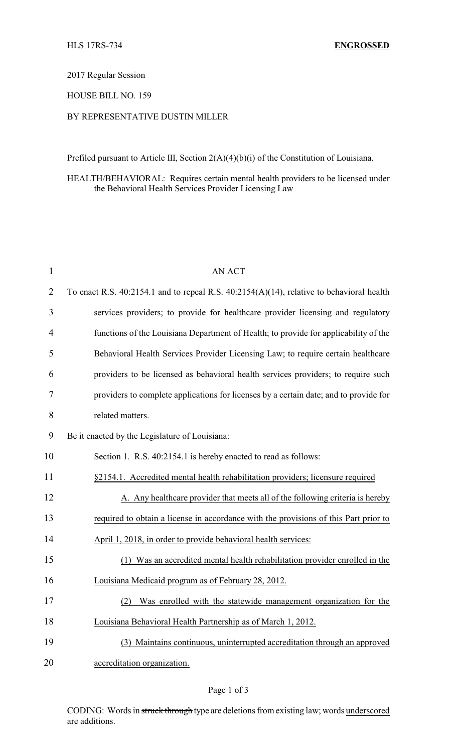HLS 17RS-734 **ENGROSSED**

2017 Regular Session

HOUSE BILL NO. 159

BY REPRESENTATIVE DUSTIN MILLER

Prefiled pursuant to Article III, Section 2(A)(4)(b)(i) of the Constitution of Louisiana.

HEALTH/BEHAVIORAL: Requires certain mental health providers to be licensed under the Behavioral Health Services Provider Licensing Law

AN ACT

To enact R.S. 40:2154.1 and to repeal R.S. 40:2154(A)(14), relative to behavioral health services providers; to provide for healthcare provider licensing and regulatory functions of the Louisiana Department of Health; to provide for applicability of the Behavioral Health Services Provider Licensing Law; to require certain healthcare providers to be licensed as behavioral health services providers; to require such providers to complete applications for licenses by a certain date; and to provide for related matters.

Be it enacted by the Legislature of Louisiana:

Section 1. R.S. 40:2154.1 is hereby enacted to read as follows:

§2154.1. Accredited mental health rehabilitation providers; licensure required

A. Any healthcare provider that meets all of the following criteria is hereby required to obtain a license in accordance with the provisions of this Part prior to April 1, 2018, in order to provide behavioral health services:

(1) Was an accredited mental health rehabilitation provider enrolled in the Louisiana Medicaid program as of February 28, 2012.

(2) Was enrolled with the statewide management organization for the Louisiana Behavioral Health Partnership as of March 1, 2012.

(3) Maintains continuous, uninterrupted accreditation through an approved accreditation organization.

CODING: Words in ~~struck through~~ type are deletions from existing law; words underscored are additions.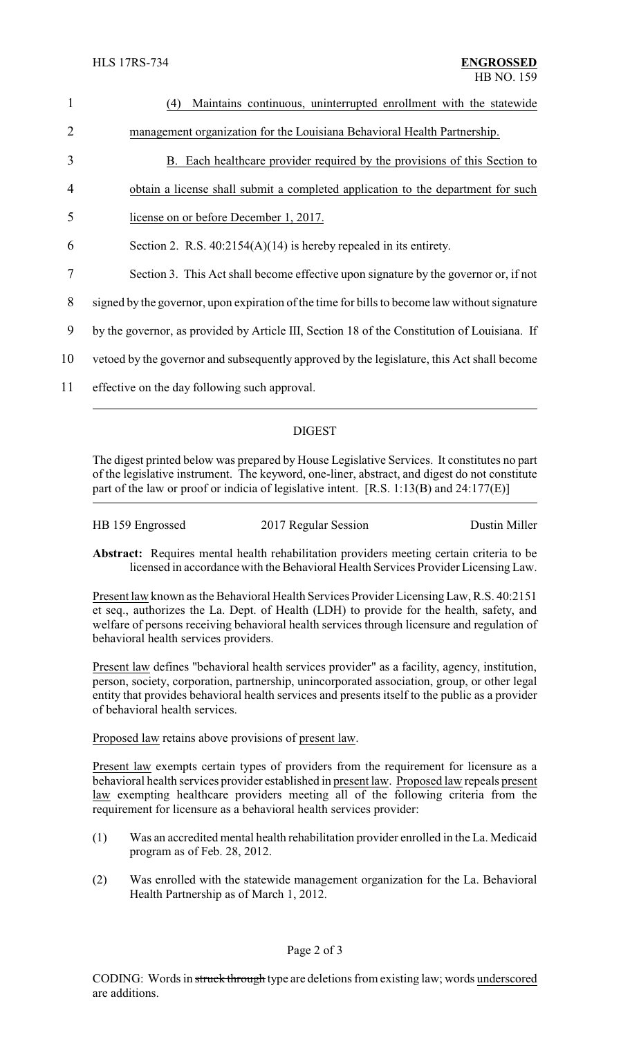(4) Maintains continuous, uninterrupted enrollment with the statewide management organization for the Louisiana Behavioral Health Partnership.

B. Each healthcare provider required by the provisions of this Section to obtain a license shall submit a completed application to the department for such license on or before December 1, 2017.

Section 2. R.S. 40:2154(A)(14) is hereby repealed in its entirety.

Section 3. This Act shall become effective upon signature by the governor or, if not signed by the governor, upon expiration of the time for bills to become law without signature by the governor, as provided by Article III, Section 18 of the Constitution of Louisiana. If vetoed by the governor and subsequently approved by the legislature, this Act shall become effective on the day following such approval.

## DIGEST

The digest printed below was prepared by House Legislative Services. It constitutes no part of the legislative instrument. The keyword, one-liner, abstract, and digest do not constitute part of the law or proof or indicia of legislative intent. [R.S. 1:13(B) and 24:177(E)]

HB 159 Engrossed 2017 Regular Session Dustin Miller

**Abstract:** Requires mental health rehabilitation providers meeting certain criteria to be licensed in accordance with the Behavioral Health Services Provider Licensing Law.

Present law known as the Behavioral Health Services Provider Licensing Law, R.S. 40:2151 et seq., authorizes the La. Dept. of Health (LDH) to provide for the health, safety, and welfare of persons receiving behavioral health services through licensure and regulation of behavioral health services providers.

Present law defines "behavioral health services provider" as a facility, agency, institution, person, society, corporation, partnership, unincorporated association, group, or other legal entity that provides behavioral health services and presents itself to the public as a provider of behavioral health services.

Proposed law retains above provisions of present law.

Present law exempts certain types of providers from the requirement for licensure as a behavioral health services provider established in present law. Proposed law repeals present law exempting healthcare providers meeting all of the following criteria from the requirement for licensure as a behavioral health services provider:

(1) Was an accredited mental health rehabilitation provider enrolled in the La. Medicaid program as of Feb. 28, 2012.

(2) Was enrolled with the statewide management organization for the La. Behavioral Health Partnership as of March 1, 2012.

CODING: Words in ~~struck through~~ type are deletions from existing law; words underscored are additions.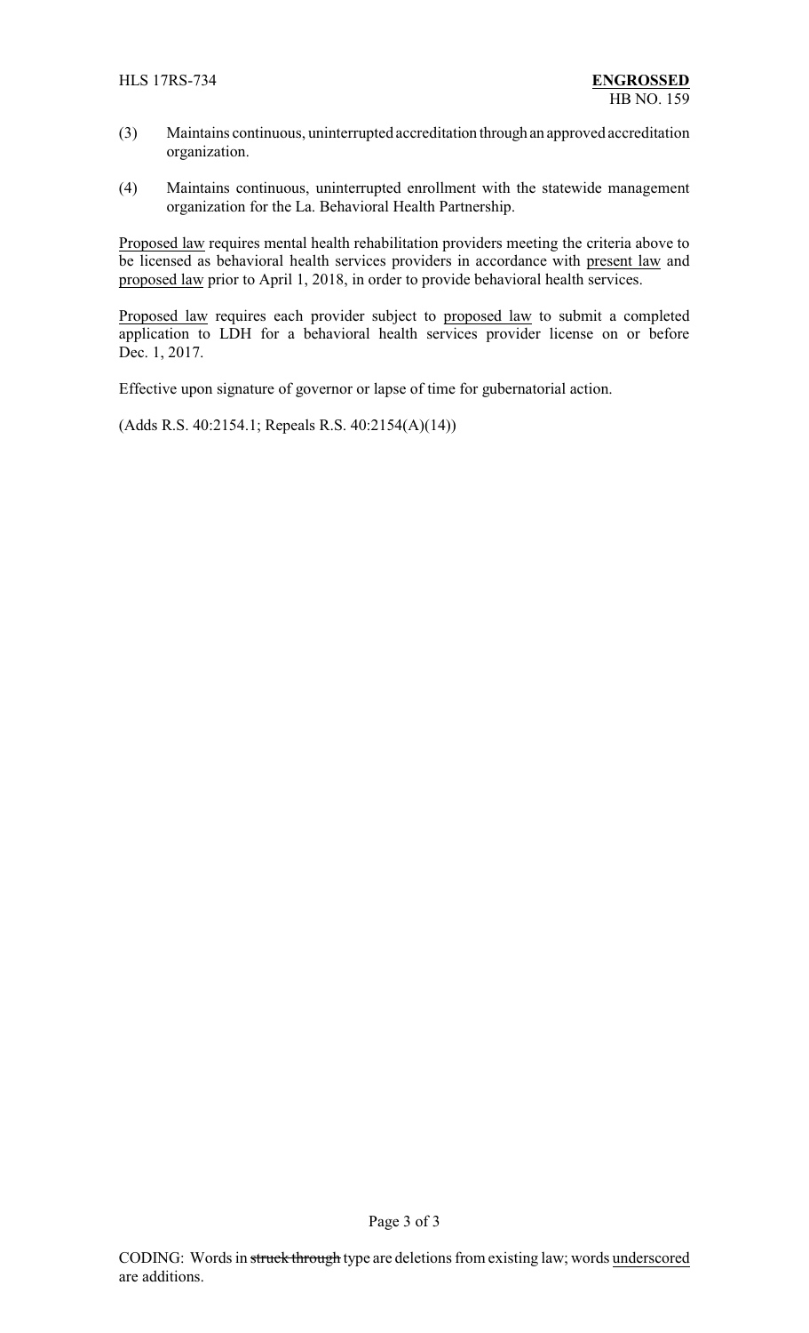(3) Maintains continuous, uninterrupted accreditation through an approved accreditation organization.

(4) Maintains continuous, uninterrupted enrollment with the statewide management organization for the La. Behavioral Health Partnership.

Proposed law requires mental health rehabilitation providers meeting the criteria above to be licensed as behavioral health services providers in accordance with present law and proposed law prior to April 1, 2018, in order to provide behavioral health services.

Proposed law requires each provider subject to proposed law to submit a completed application to LDH for a behavioral health services provider license on or before Dec. 1, 2017.

Effective upon signature of governor or lapse of time for gubernatorial action.

(Adds R.S. 40:2154.1; Repeals R.S. 40:2154(A)(14))

CODING: Words in struck through type are deletions from existing law; words underscored are additions.